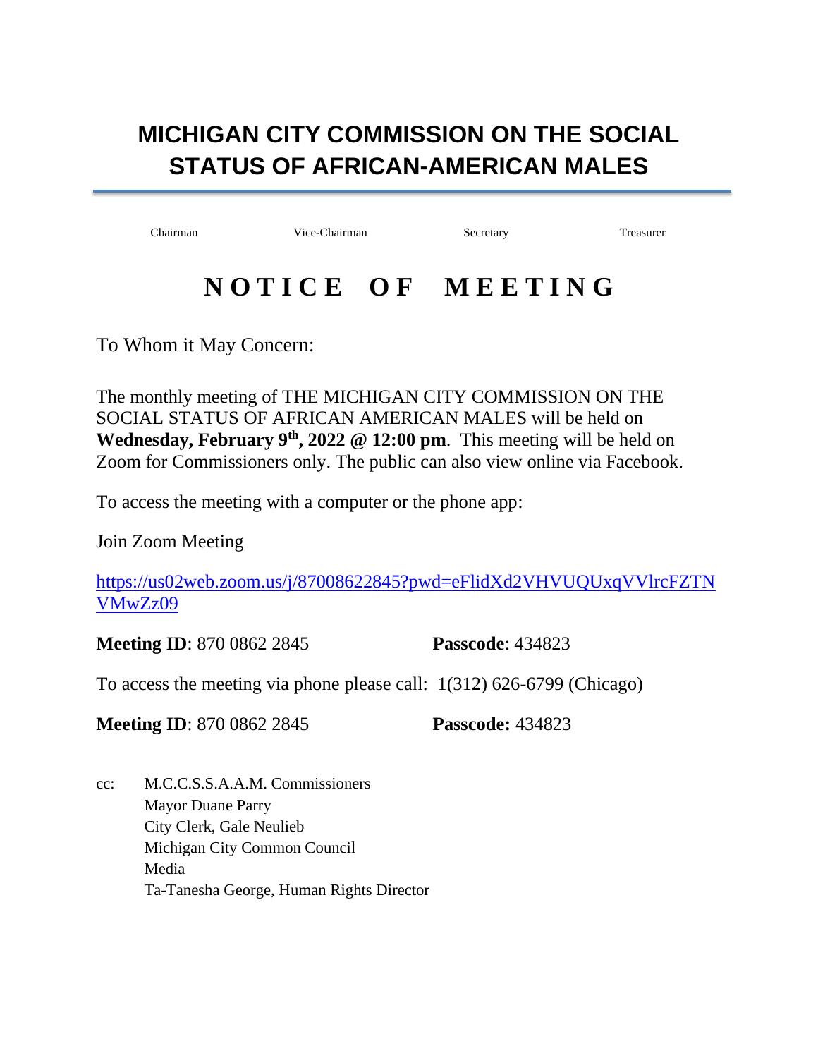# MICHIGAN CITY COMMISSION ON THE SOCIAL STATUS OF AFRICAN-AMERICAN MALES

Chairman Vice-Chairman Secretary Treasurer

## N O T I C E O F M E E T I N G

To Whom it May Concern:

The monthly meeting of THE MICHIGAN CITY COMMISSION ON THE SOCIAL STATUS OF AFRICAN AMERICAN MALES will be held on **Wednesday, February 9th, 2022 @ 12:00 pm**. This meeting will be held on Zoom for Commissioners only. The public can also view online via Facebook.

To access the meeting with a computer or the phone app:

Join Zoom Meeting

https://us02web.zoom.us/j/87008622845?pwd=eFlidXd2VHVUQUxqVVlrcFZTNVMwZz09

**Meeting ID**: 870 0862 2845 **Passcode**: 434823

To access the meeting via phone please call: 1(312) 626-6799 (Chicago)

**Meeting ID**: 870 0862 2845 **Passcode:** 434823

cc: M.C.C.S.S.A.A.M. Commissioners
Mayor Duane Parry
City Clerk, Gale Neulieb
Michigan City Common Council
Media
Ta-Tanesha George, Human Rights Director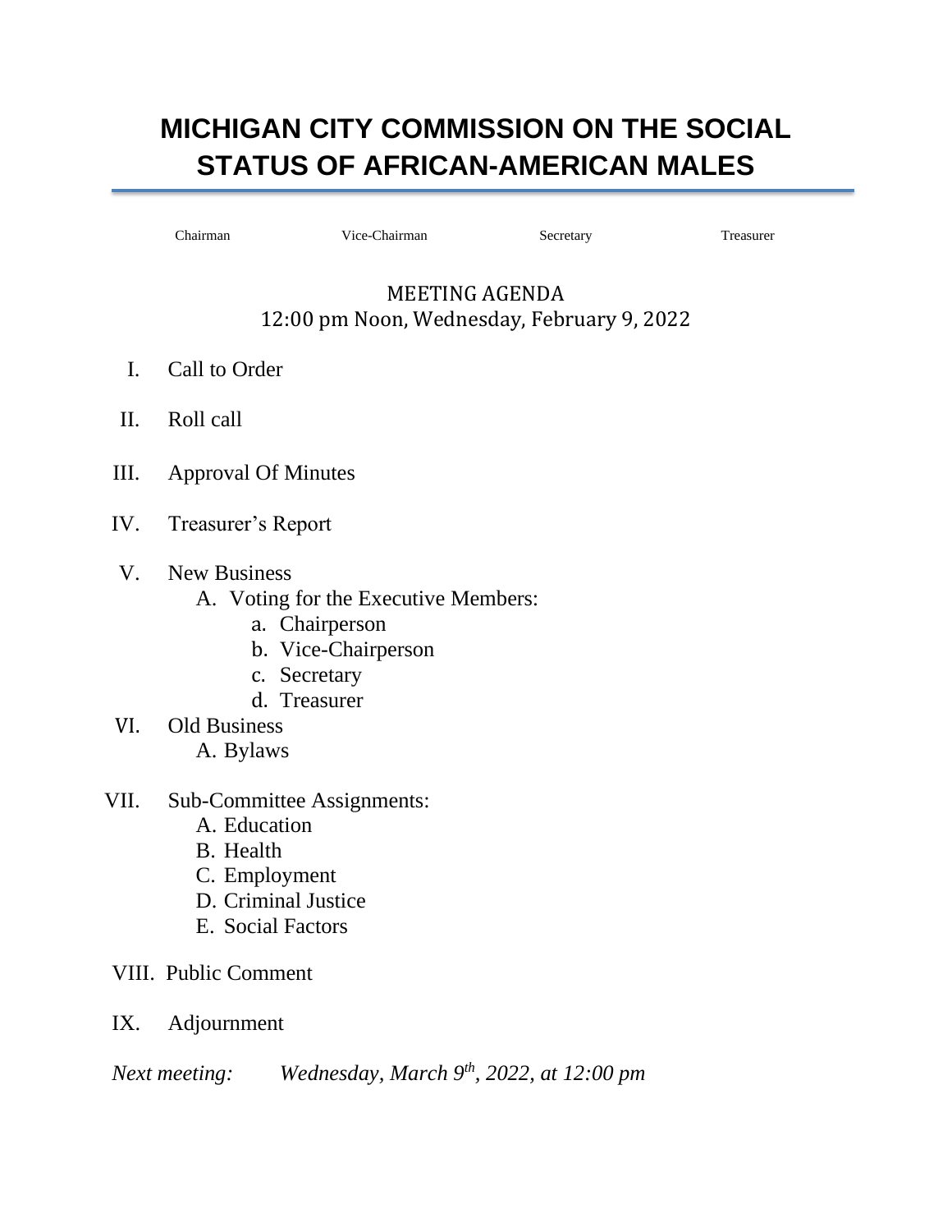# MICHIGAN CITY COMMISSION ON THE SOCIAL STATUS OF AFRICAN-AMERICAN MALES

Chairman Vice-Chairman Secretary Treasurer

MEETING AGENDA

12:00 pm Noon, Wednesday, February 9, 2022

I. Call to Order

II. Roll call

III. Approval Of Minutes

IV. Treasurer's Report

V. New Business
   - A. Voting for the Executive Members:
     - a. Chairperson
     - b. Vice-Chairperson
     - c. Secretary
     - d. Treasurer

VI. Old Business
   - A. Bylaws

VII. Sub-Committee Assignments:
   - A. Education
   - B. Health
   - C. Employment
   - D. Criminal Justice
   - E. Social Factors

VIII. Public Comment

IX. Adjournment

*Next meeting: Wednesday, March 9th, 2022, at 12:00 pm*